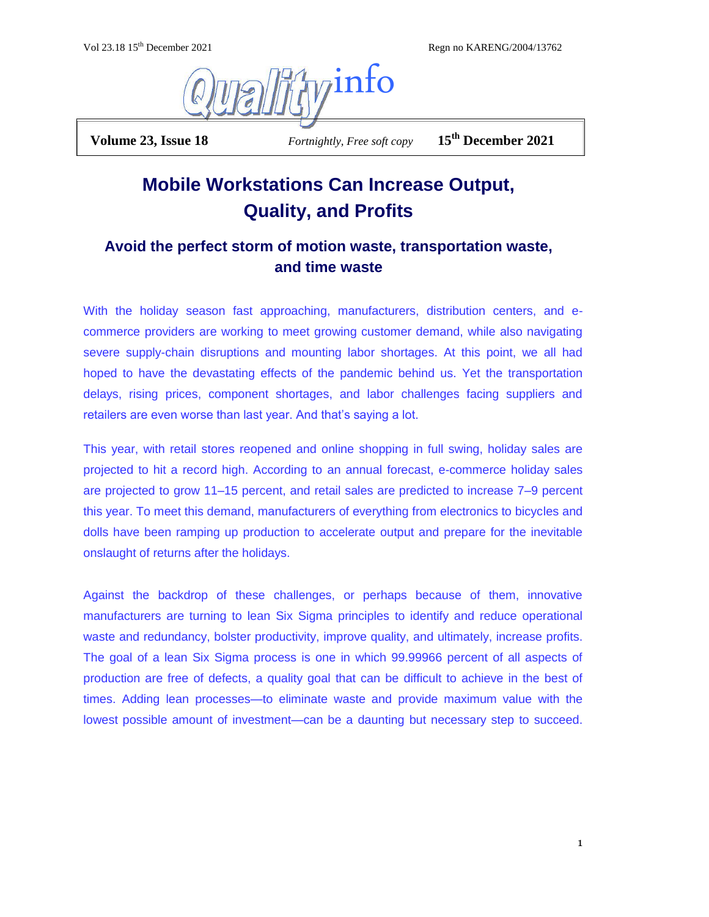# Mobile Workstations Can Increase Output, Quality, and Profits

## Avoid the perfect storm of motion waste, transportation waste, and time waste

With the holiday season fast approaching, manufacturers, distribution centers, and e-commerce providers are working to meet growing customer demand, while also navigating severe supply-chain disruptions and mounting labor shortages. At this point, we all had hoped to have the devastating effects of the pandemic behind us. Yet the transportation delays, rising prices, component shortages, and labor challenges facing suppliers and retailers are even worse than last year. And that's saying a lot.

This year, with retail stores reopened and online shopping in full swing, holiday sales are projected to hit a record high. According to an annual forecast, e-commerce holiday sales are projected to grow 11–15 percent, and retail sales are predicted to increase 7–9 percent this year. To meet this demand, manufacturers of everything from electronics to bicycles and dolls have been ramping up production to accelerate output and prepare for the inevitable onslaught of returns after the holidays.

Against the backdrop of these challenges, or perhaps because of them, innovative manufacturers are turning to lean Six Sigma principles to identify and reduce operational waste and redundancy, bolster productivity, improve quality, and ultimately, increase profits. The goal of a lean Six Sigma process is one in which 99.99966 percent of all aspects of production are free of defects, a quality goal that can be difficult to achieve in the best of times. Adding lean processes—to eliminate waste and provide maximum value with the lowest possible amount of investment—can be a daunting but necessary step to succeed.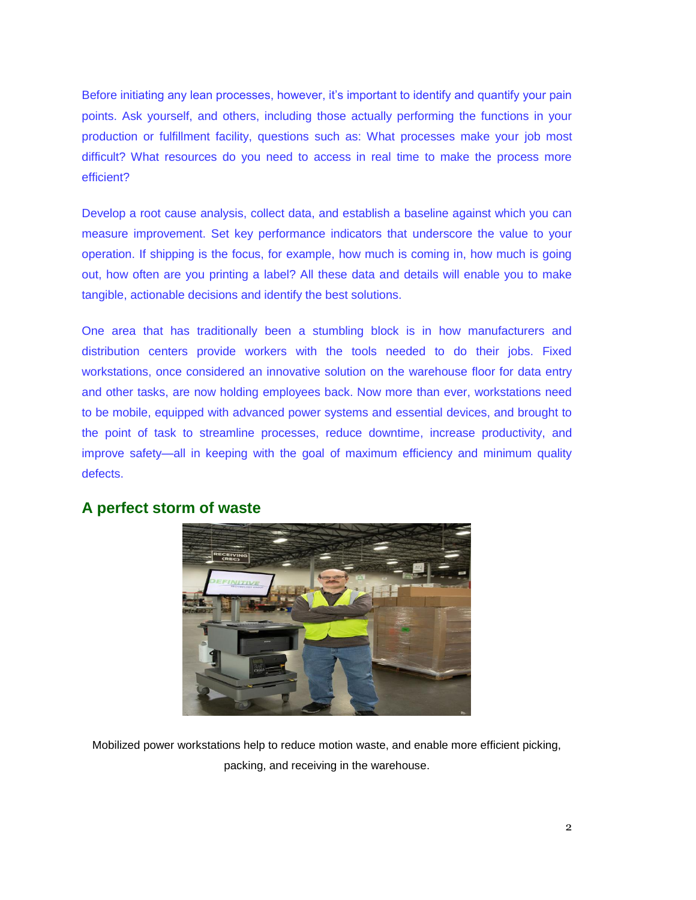Before initiating any lean processes, however, it's important to identify and quantify your pain points. Ask yourself, and others, including those actually performing the functions in your production or fulfillment facility, questions such as: What processes make your job most difficult? What resources do you need to access in real time to make the process more efficient?

Develop a root cause analysis, collect data, and establish a baseline against which you can measure improvement. Set key performance indicators that underscore the value to your operation. If shipping is the focus, for example, how much is coming in, how much is going out, how often are you printing a label? All these data and details will enable you to make tangible, actionable decisions and identify the best solutions.

One area that has traditionally been a stumbling block is in how manufacturers and distribution centers provide workers with the tools needed to do their jobs. Fixed workstations, once considered an innovative solution on the warehouse floor for data entry and other tasks, are now holding employees back. Now more than ever, workstations need to be mobile, equipped with advanced power systems and essential devices, and brought to the point of task to streamline processes, reduce downtime, increase productivity, and improve safety—all in keeping with the goal of maximum efficiency and minimum quality defects.

## A perfect storm of waste

Mobilized power workstations help to reduce motion waste, and enable more efficient picking, packing, and receiving in the warehouse.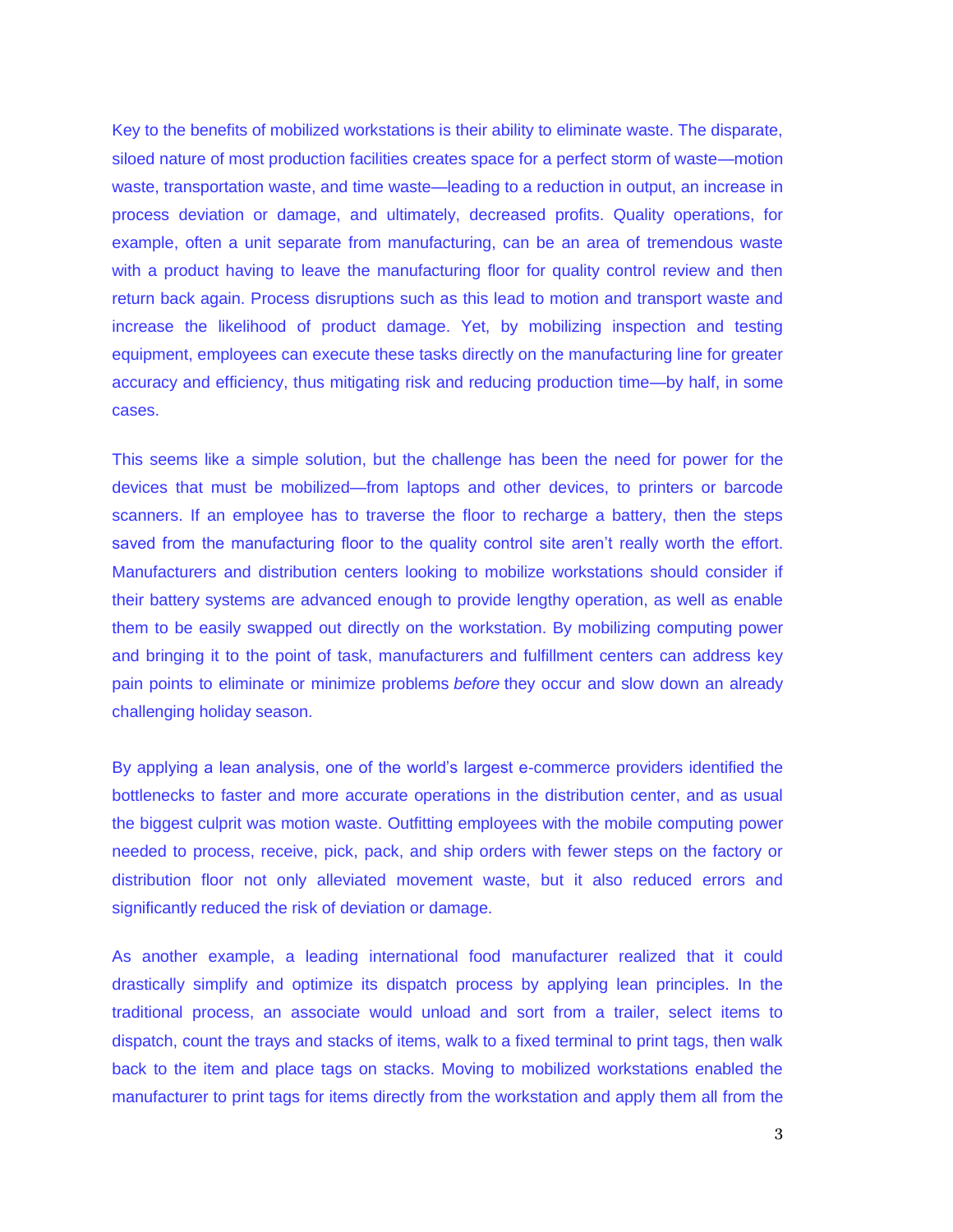Key to the benefits of mobilized workstations is their ability to eliminate waste. The disparate, siloed nature of most production facilities creates space for a perfect storm of waste—motion waste, transportation waste, and time waste—leading to a reduction in output, an increase in process deviation or damage, and ultimately, decreased profits. Quality operations, for example, often a unit separate from manufacturing, can be an area of tremendous waste with a product having to leave the manufacturing floor for quality control review and then return back again. Process disruptions such as this lead to motion and transport waste and increase the likelihood of product damage. Yet, by mobilizing inspection and testing equipment, employees can execute these tasks directly on the manufacturing line for greater accuracy and efficiency, thus mitigating risk and reducing production time—by half, in some cases.

This seems like a simple solution, but the challenge has been the need for power for the devices that must be mobilized—from laptops and other devices, to printers or barcode scanners. If an employee has to traverse the floor to recharge a battery, then the steps saved from the manufacturing floor to the quality control site aren't really worth the effort. Manufacturers and distribution centers looking to mobilize workstations should consider if their battery systems are advanced enough to provide lengthy operation, as well as enable them to be easily swapped out directly on the workstation. By mobilizing computing power and bringing it to the point of task, manufacturers and fulfillment centers can address key pain points to eliminate or minimize problems *before* they occur and slow down an already challenging holiday season.

By applying a lean analysis, one of the world's largest e-commerce providers identified the bottlenecks to faster and more accurate operations in the distribution center, and as usual the biggest culprit was motion waste. Outfitting employees with the mobile computing power needed to process, receive, pick, pack, and ship orders with fewer steps on the factory or distribution floor not only alleviated movement waste, but it also reduced errors and significantly reduced the risk of deviation or damage.

As another example, a leading international food manufacturer realized that it could drastically simplify and optimize its dispatch process by applying lean principles. In the traditional process, an associate would unload and sort from a trailer, select items to dispatch, count the trays and stacks of items, walk to a fixed terminal to print tags, then walk back to the item and place tags on stacks. Moving to mobilized workstations enabled the manufacturer to print tags for items directly from the workstation and apply them all from the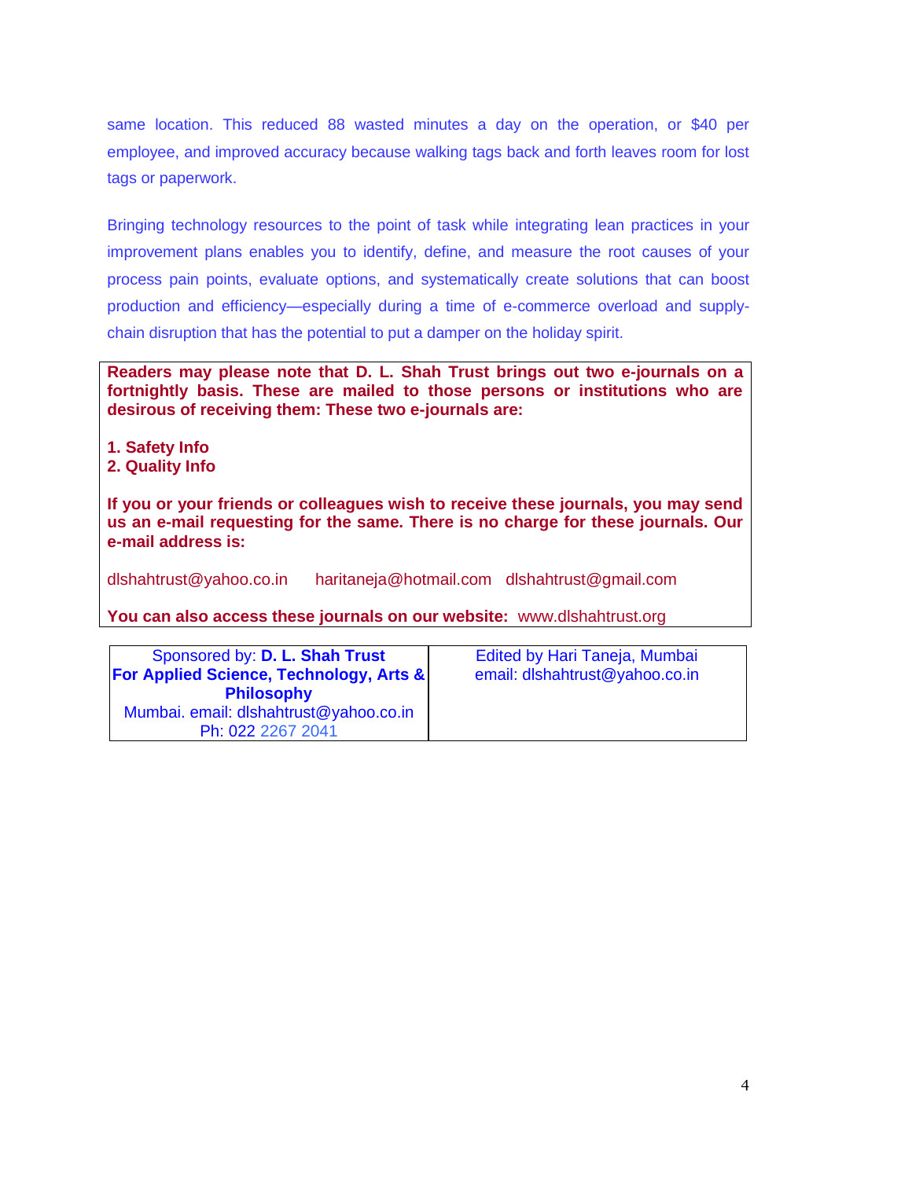same location. This reduced 88 wasted minutes a day on the operation, or $40 per employee, and improved accuracy because walking tags back and forth leaves room for lost tags or paperwork.

Bringing technology resources to the point of task while integrating lean practices in your improvement plans enables you to identify, define, and measure the root causes of your process pain points, evaluate options, and systematically create solutions that can boost production and efficiency—especially during a time of e-commerce overload and supply-chain disruption that has the potential to put a damper on the holiday spirit.

**Readers may please note that D. L. Shah Trust brings out two e-journals on a fortnightly basis. These are mailed to those persons or institutions who are desirous of receiving them: These two e-journals are:**

**1. Safety Info**
**2. Quality Info**

**If you or your friends or colleagues wish to receive these journals, you may send us an e-mail requesting for the same. There is no charge for these journals. Our e-mail address is:**

dlshahtrust@yahoo.co.in    haritaneja@hotmail.com    dlshahtrust@gmail.com

**You can also access these journals on our website:** www.dlshahtrust.org

| | |
|---|---|
| Sponsored by: **D. L. Shah Trust For Applied Science, Technology, Arts & Philosophy** Mumbai. email: dlshahtrust@yahoo.co.in Ph: 022 2267 2041 | Edited by Hari Taneja, Mumbai email: dlshahtrust@yahoo.co.in |